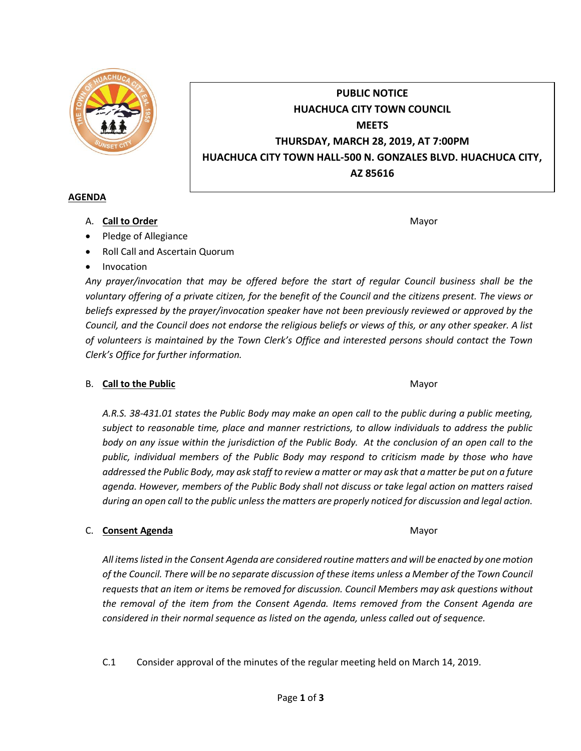**PUBLIC NOTICE**
**HUACHUCA CITY TOWN COUNCIL**
**MEETS**
**THURSDAY, MARCH 28, 2019, AT 7:00PM**
**HUACHUCA CITY TOWN HALL-500 N. GONZALES BLVD. HUACHUCA CITY, AZ 85616**

## AGENDA

A. **Call to Order** — Mayor

- Pledge of Allegiance
- Roll Call and Ascertain Quorum
- Invocation

*Any prayer/invocation that may be offered before the start of regular Council business shall be the voluntary offering of a private citizen, for the benefit of the Council and the citizens present. The views or beliefs expressed by the prayer/invocation speaker have not been previously reviewed or approved by the Council, and the Council does not endorse the religious beliefs or views of this, or any other speaker. A list of volunteers is maintained by the Town Clerk's Office and interested persons should contact the Town Clerk's Office for further information.*

B. **Call to the Public** — Mayor

*A.R.S. 38-431.01 states the Public Body may make an open call to the public during a public meeting, subject to reasonable time, place and manner restrictions, to allow individuals to address the public body on any issue within the jurisdiction of the Public Body. At the conclusion of an open call to the public, individual members of the Public Body may respond to criticism made by those who have addressed the Public Body, may ask staff to review a matter or may ask that a matter be put on a future agenda. However, members of the Public Body shall not discuss or take legal action on matters raised during an open call to the public unless the matters are properly noticed for discussion and legal action.*

C. **Consent Agenda** — Mayor

*All items listed in the Consent Agenda are considered routine matters and will be enacted by one motion of the Council. There will be no separate discussion of these items unless a Member of the Town Council requests that an item or items be removed for discussion. Council Members may ask questions without the removal of the item from the Consent Agenda. Items removed from the Consent Agenda are considered in their normal sequence as listed on the agenda, unless called out of sequence.*

C.1 Consider approval of the minutes of the regular meeting held on March 14, 2019.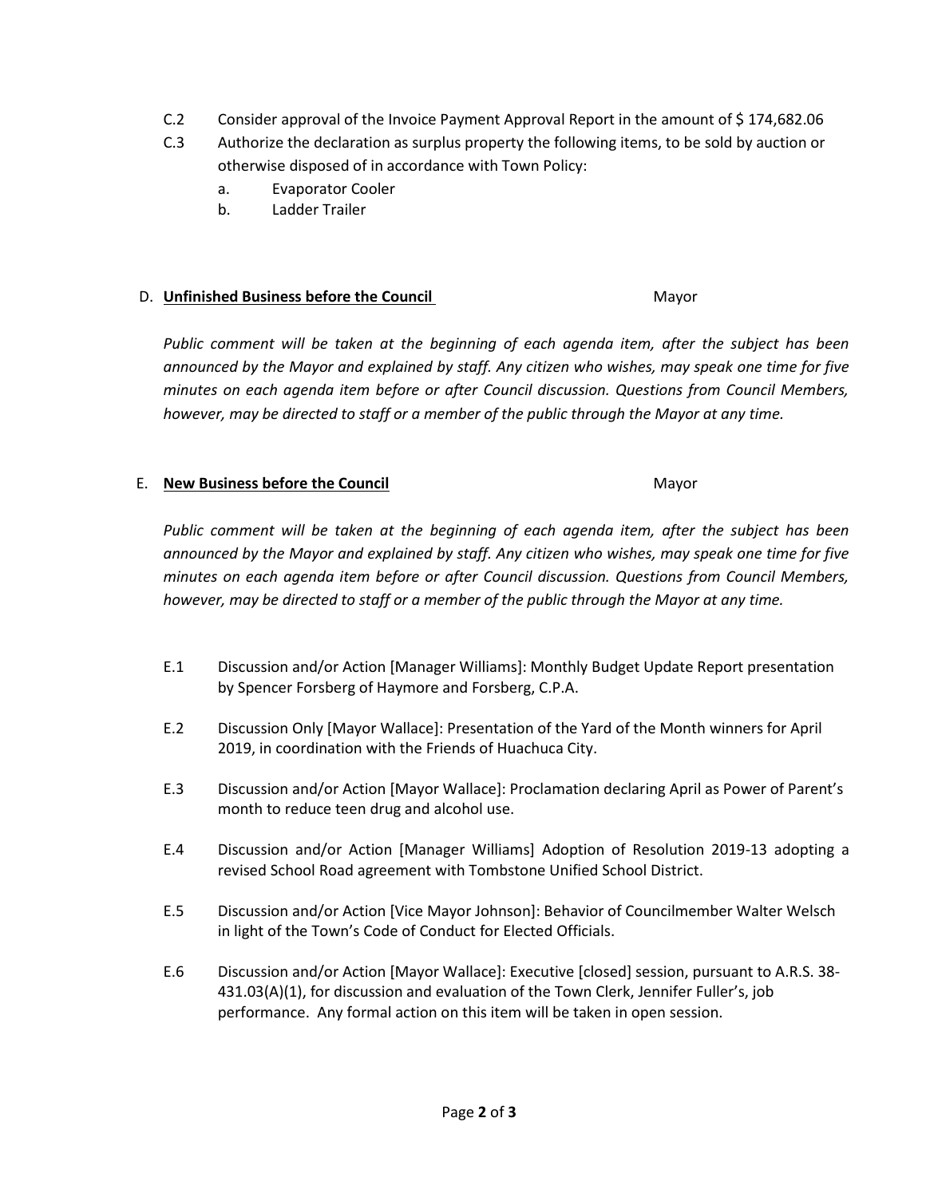C.2 Consider approval of the Invoice Payment Approval Report in the amount of $ 174,682.06

C.3 Authorize the declaration as surplus property the following items, to be sold by auction or otherwise disposed of in accordance with Town Policy:

a. Evaporator Cooler

b. Ladder Trailer

D. **Unfinished Business before the Council** Mayor

*Public comment will be taken at the beginning of each agenda item, after the subject has been announced by the Mayor and explained by staff. Any citizen who wishes, may speak one time for five minutes on each agenda item before or after Council discussion. Questions from Council Members, however, may be directed to staff or a member of the public through the Mayor at any time.*

E. **New Business before the Council** Mayor

*Public comment will be taken at the beginning of each agenda item, after the subject has been announced by the Mayor and explained by staff. Any citizen who wishes, may speak one time for five minutes on each agenda item before or after Council discussion. Questions from Council Members, however, may be directed to staff or a member of the public through the Mayor at any time.*

E.1 Discussion and/or Action [Manager Williams]: Monthly Budget Update Report presentation by Spencer Forsberg of Haymore and Forsberg, C.P.A.

E.2 Discussion Only [Mayor Wallace]: Presentation of the Yard of the Month winners for April 2019, in coordination with the Friends of Huachuca City.

E.3 Discussion and/or Action [Mayor Wallace]: Proclamation declaring April as Power of Parent's month to reduce teen drug and alcohol use.

E.4 Discussion and/or Action [Manager Williams] Adoption of Resolution 2019-13 adopting a revised School Road agreement with Tombstone Unified School District.

E.5 Discussion and/or Action [Vice Mayor Johnson]: Behavior of Councilmember Walter Welsch in light of the Town's Code of Conduct for Elected Officials.

E.6 Discussion and/or Action [Mayor Wallace]: Executive [closed] session, pursuant to A.R.S. 38-431.03(A)(1), for discussion and evaluation of the Town Clerk, Jennifer Fuller's, job performance. Any formal action on this item will be taken in open session.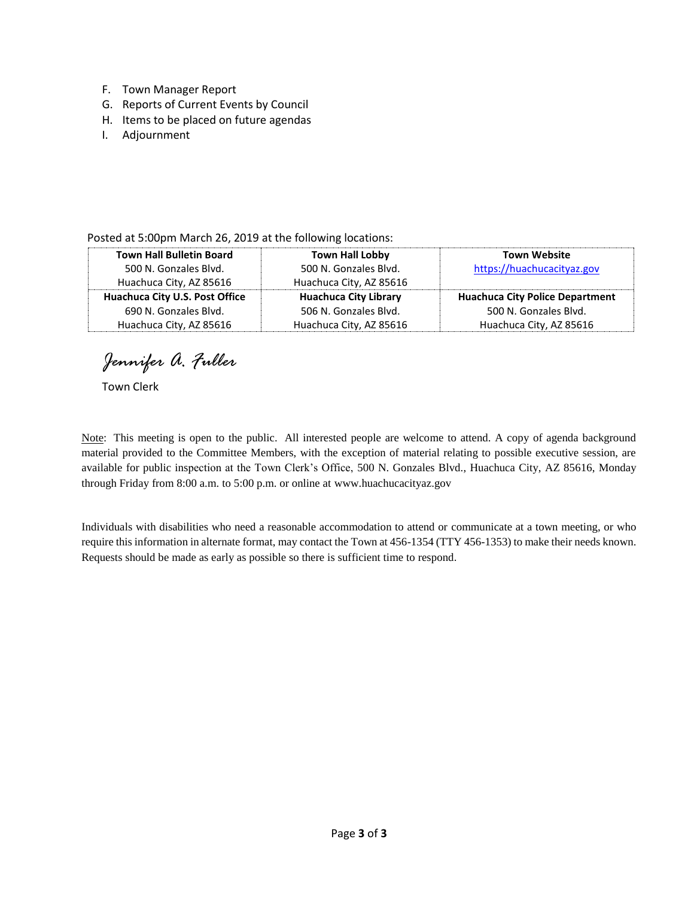F. Town Manager Report
G. Reports of Current Events by Council
H. Items to be placed on future agendas
I. Adjournment

Posted at 5:00pm March 26, 2019 at the following locations:

| | | |
|---|---|---|
| **Town Hall Bulletin Board**<br>500 N. Gonzales Blvd.<br>Huachuca City, AZ 85616 | **Town Hall Lobby**<br>500 N. Gonzales Blvd.<br>Huachuca City, AZ 85616 | **Town Website**<br>https://huachucacityaz.gov |
| **Huachuca City U.S. Post Office**<br>690 N. Gonzales Blvd.<br>Huachuca City, AZ 85616 | **Huachuca City Library**<br>506 N. Gonzales Blvd.<br>Huachuca City, AZ 85616 | **Huachuca City Police Department**<br>500 N. Gonzales Blvd.<br>Huachuca City, AZ 85616 |

*Jennifer A. Fuller*

Town Clerk

Note: This meeting is open to the public. All interested people are welcome to attend. A copy of agenda background material provided to the Committee Members, with the exception of material relating to possible executive session, are available for public inspection at the Town Clerk's Office, 500 N. Gonzales Blvd., Huachuca City, AZ 85616, Monday through Friday from 8:00 a.m. to 5:00 p.m. or online at www.huachucacityaz.gov

Individuals with disabilities who need a reasonable accommodation to attend or communicate at a town meeting, or who require this information in alternate format, may contact the Town at 456-1354 (TTY 456-1353) to make their needs known. Requests should be made as early as possible so there is sufficient time to respond.